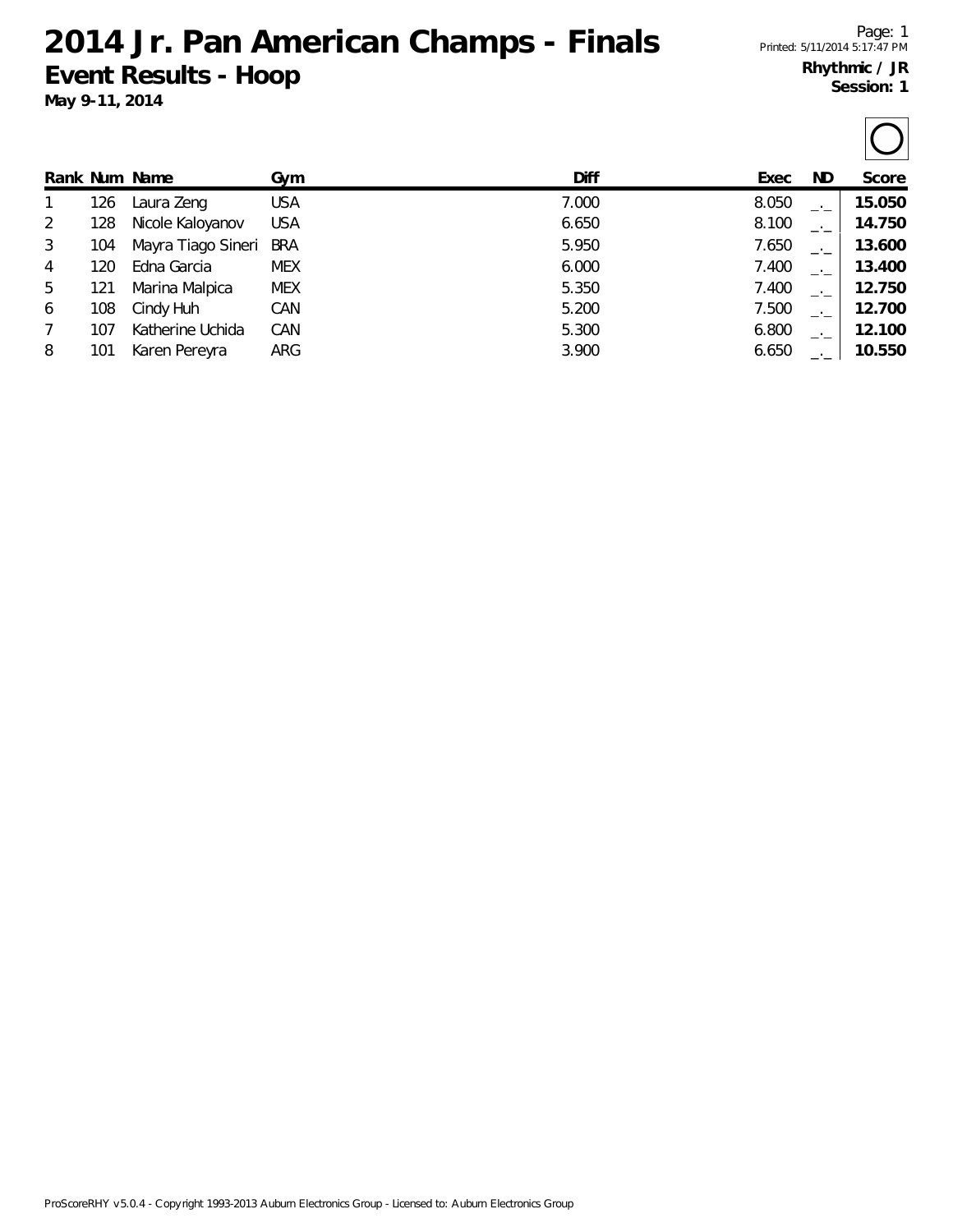# 2014 Jr. Pan American Champs - Finals

## Event Results - Hoop

**May 9-11, 2014**

Page: 1
Printed: 5/11/2014 5:17:47 PM

**Rhythmic / JR**
**Session: 1**

| Rank | Num | Name | Gym | Diff | Exec | ND | Score |
|---|---|---|---|---|---|---|---|
| 1 | 126 | Laura Zeng | USA | 7.000 | 8.050 | _._ | **15.050** |
| 2 | 128 | Nicole Kaloyanov | USA | 6.650 | 8.100 | _._ | **14.750** |
| 3 | 104 | Mayra Tiago Sineri | BRA | 5.950 | 7.650 | _._ | **13.600** |
| 4 | 120 | Edna Garcia | MEX | 6.000 | 7.400 | _._ | **13.400** |
| 5 | 121 | Marina Malpica | MEX | 5.350 | 7.400 | _._ | **12.750** |
| 6 | 108 | Cindy Huh | CAN | 5.200 | 7.500 | _._ | **12.700** |
| 7 | 107 | Katherine Uchida | CAN | 5.300 | 6.800 | _._ | **12.100** |
| 8 | 101 | Karen Pereyra | ARG | 3.900 | 6.650 | _._ | **10.550** |

ProScoreRHY v5.0.4 - Copyright 1993-2013 Auburn Electronics Group - Licensed to: Auburn Electronics Group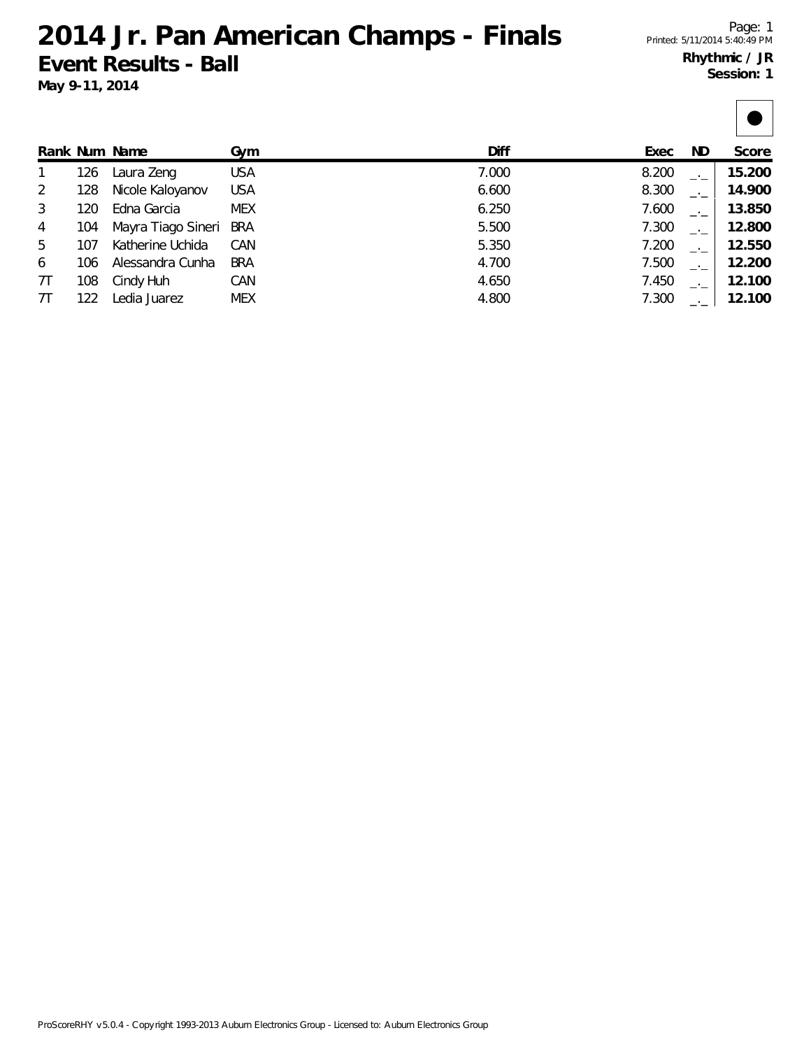# 2014 Jr. Pan American Champs - Finals

## Event Results - Ball

**May 9-11, 2014**

Printed: 5/11/2014 5:40:49 PM

**Rhythmic / JR**
**Session: 1**

| Rank | Num | Name | Gym | Diff | Exec | ND | Score |
|---|---|---|---|---|---|---|---|
| 1 | 126 | Laura Zeng | USA | 7.000 | 8.200 | _._ | **15.200** |
| 2 | 128 | Nicole Kaloyanov | USA | 6.600 | 8.300 | _._ | **14.900** |
| 3 | 120 | Edna Garcia | MEX | 6.250 | 7.600 | _._ | **13.850** |
| 4 | 104 | Mayra Tiago Sineri | BRA | 5.500 | 7.300 | _._ | **12.800** |
| 5 | 107 | Katherine Uchida | CAN | 5.350 | 7.200 | _._ | **12.550** |
| 6 | 106 | Alessandra Cunha | BRA | 4.700 | 7.500 | _._ | **12.200** |
| 7T | 108 | Cindy Huh | CAN | 4.650 | 7.450 | _._ | **12.100** |
| 7T | 122 | Ledia Juarez | MEX | 4.800 | 7.300 | _._ | **12.100** |

ProScoreRHY v5.0.4 - Copyright 1993-2013 Auburn Electronics Group - Licensed to: Auburn Electronics Group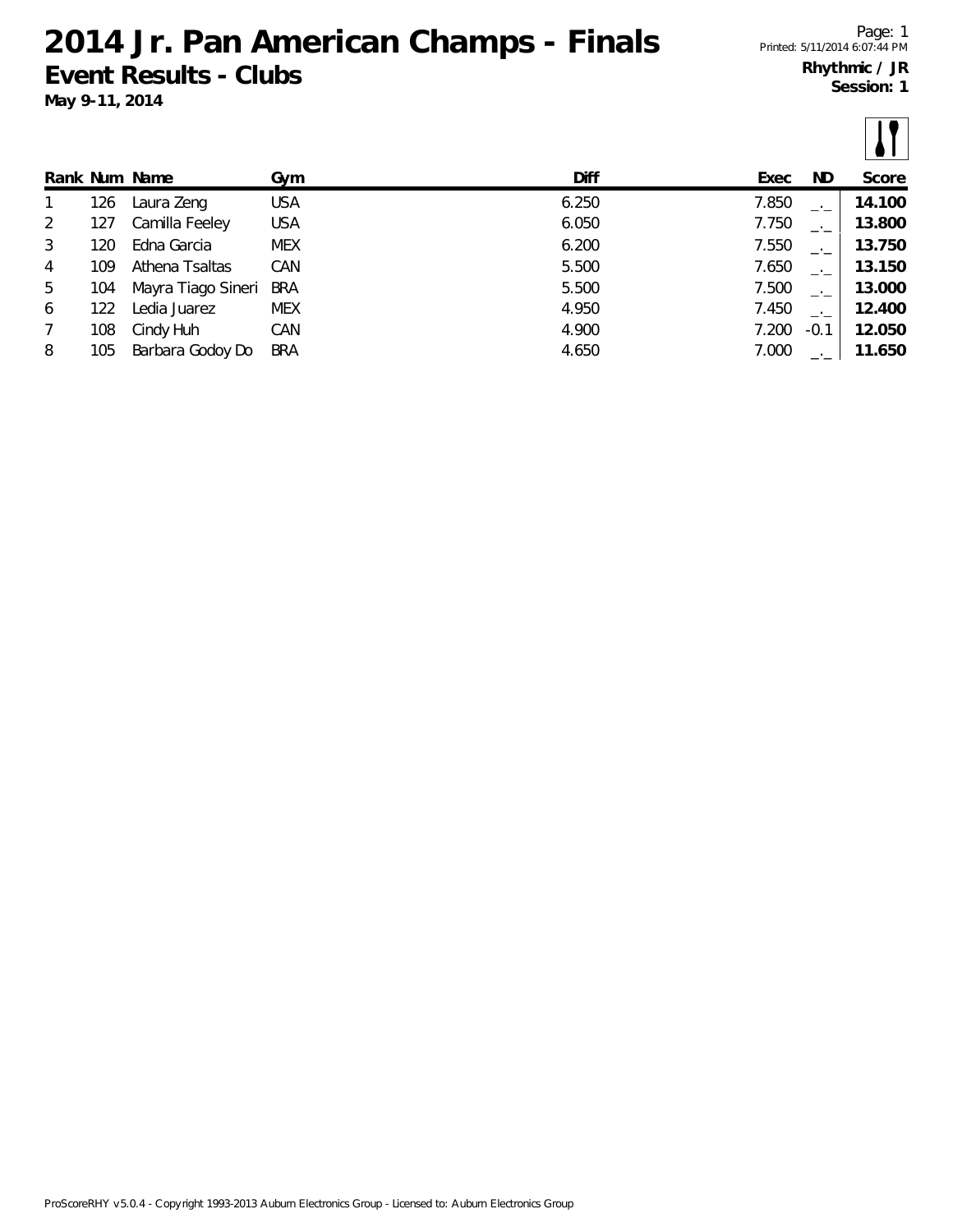# 2014 Jr. Pan American Champs - Finals

## Event Results - Clubs

**May 9-11, 2014**

Page: 1
Printed: 5/11/2014 6:07:44 PM

**Rhythmic / JR**
**Session: 1**

| Rank | Num | Name | Gym | Diff | Exec | ND | Score |
|---|---|---|---|---|---|---|---|
| 1 | 126 | Laura Zeng | USA | 6.250 | 7.850 | _._ | **14.100** |
| 2 | 127 | Camilla Feeley | USA | 6.050 | 7.750 | _._ | **13.800** |
| 3 | 120 | Edna Garcia | MEX | 6.200 | 7.550 | _._ | **13.750** |
| 4 | 109 | Athena Tsaltas | CAN | 5.500 | 7.650 | _._ | **13.150** |
| 5 | 104 | Mayra Tiago Sineri | BRA | 5.500 | 7.500 | _._ | **13.000** |
| 6 | 122 | Ledia Juarez | MEX | 4.950 | 7.450 | _._ | **12.400** |
| 7 | 108 | Cindy Huh | CAN | 4.900 | 7.200 | -0.1 | **12.050** |
| 8 | 105 | Barbara Godoy Do | BRA | 4.650 | 7.000 | _._ | **11.650** |

ProScoreRHY v5.0.4 - Copyright 1993-2013 Auburn Electronics Group - Licensed to: Auburn Electronics Group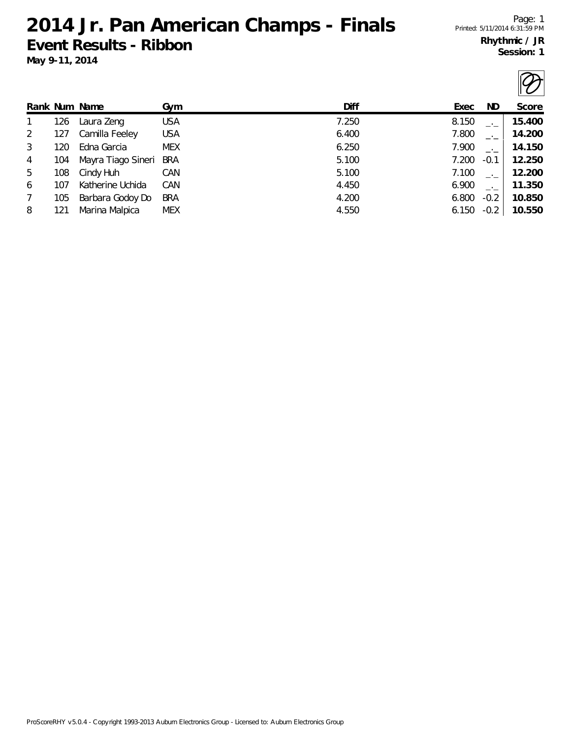# 2014 Jr. Pan American Champs - Finals

## Event Results - Ribbon

**May 9-11, 2014**

Page: 1
Printed: 5/11/2014 6:31:59 PM

**Rhythmic / JR**
**Session: 1**

| Rank | Num | Name | Gym | Diff | Exec | ND | Score |
|---|---|---|---|---|---|---|---|
| 1 | 126 | Laura Zeng | USA | 7.250 | 8.150 | _._ | **15.400** |
| 2 | 127 | Camilla Feeley | USA | 6.400 | 7.800 | _._ | **14.200** |
| 3 | 120 | Edna Garcia | MEX | 6.250 | 7.900 | _._ | **14.150** |
| 4 | 104 | Mayra Tiago Sineri | BRA | 5.100 | 7.200 | -0.1 | **12.250** |
| 5 | 108 | Cindy Huh | CAN | 5.100 | 7.100 | _._ | **12.200** |
| 6 | 107 | Katherine Uchida | CAN | 4.450 | 6.900 | _._ | **11.350** |
| 7 | 105 | Barbara Godoy Do | BRA | 4.200 | 6.800 | -0.2 | **10.850** |
| 8 | 121 | Marina Malpica | MEX | 4.550 | 6.150 | -0.2 | **10.550** |

ProScoreRHY v5.0.4 - Copyright 1993-2013 Auburn Electronics Group - Licensed to: Auburn Electronics Group